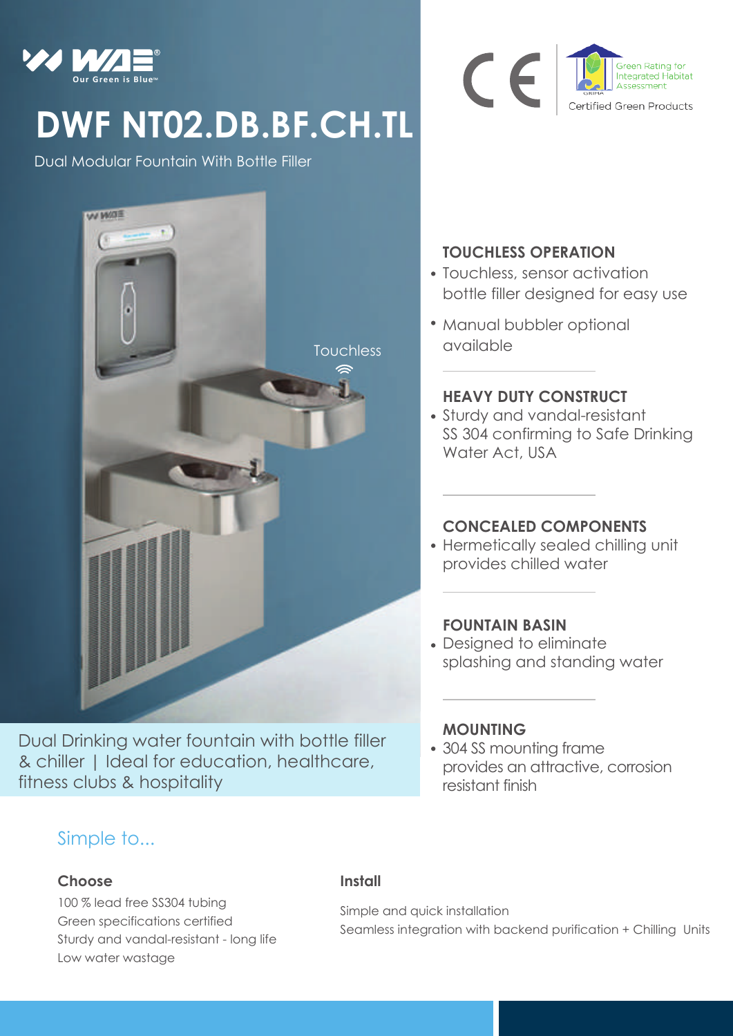WAE
Our Green is Blue™

# DWF NT02.DB.BF.CH.TL

Dual Modular Fountain With Bottle Filler

CE

Green Rating for Integrated Habitat Assessment
GRIHA
Certified Green Products

Touchless

## TOUCHLESS OPERATION

- Touchless, sensor activation bottle filler designed for easy use
- Manual bubbler optional available

## HEAVY DUTY CONSTRUCT

- Sturdy and vandal-resistant SS 304 confirming to Safe Drinking Water Act, USA

## CONCEALED COMPONENTS

- Hermetically sealed chilling unit provides chilled water

## FOUNTAIN BASIN

- Designed to eliminate splashing and standing water

## MOUNTING

- 304 SS mounting frame provides an attractive, corrosion resistant finish

Dual Drinking water fountain with bottle filler & chiller | Ideal for education, healthcare, fitness clubs & hospitality

## Simple to...

### Choose

100 % lead free SS304 tubing
Green specifications certified
Sturdy and vandal-resistant - long life
Low water wastage

### Install

Simple and quick installation
Seamless integration with backend purification + Chilling Units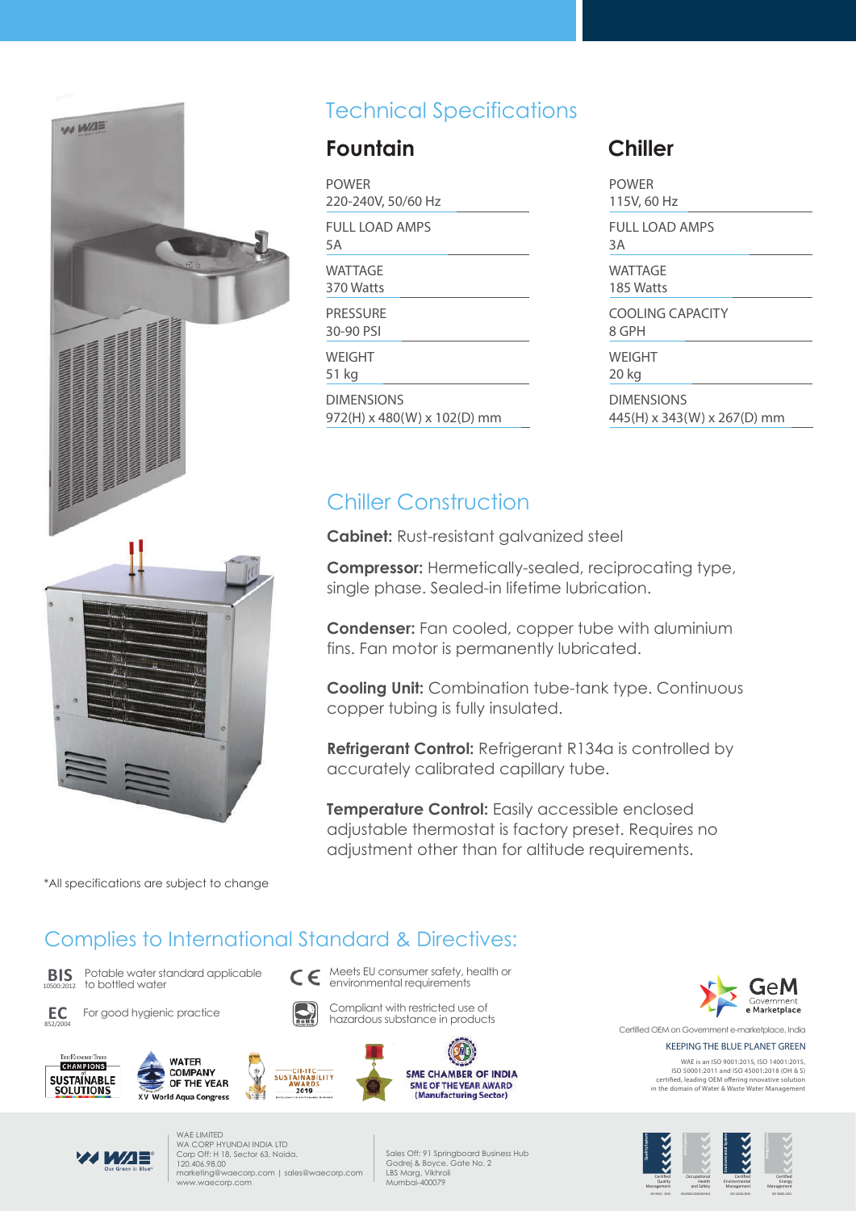# Technical Specifications

## Fountain

POWER
220-240V, 50/60 Hz

FULL LOAD AMPS
5A

WATTAGE
370 Watts

PRESSURE
30-90 PSI

WEIGHT
51 kg

DIMENSIONS
972(H) x 480(W) x 102(D) mm

## Chiller

POWER
115V, 60 Hz

FULL LOAD AMPS
3A

WATTAGE
185 Watts

COOLING CAPACITY
8 GPH

WEIGHT
20 kg

DIMENSIONS
445(H) x 343(W) x 267(D) mm

# Chiller Construction

**Cabinet:** Rust-resistant galvanized steel

**Compressor:** Hermetically-sealed, reciprocating type, single phase. Sealed-in lifetime lubrication.

**Condenser:** Fan cooled, copper tube with aluminium fins. Fan motor is permanently lubricated.

**Cooling Unit:** Combination tube-tank type. Continuous copper tubing is fully insulated.

**Refrigerant Control:** Refrigerant R134a is controlled by accurately calibrated capillary tube.

**Temperature Control:** Easily accessible enclosed adjustable thermostat is factory preset. Requires no adjustment other than for altitude requirements.

*All specifications are subject to change

# Complies to International Standard & Directives:

**BIS** 10500:2012 — Potable water standard applicable to bottled water

**EC** 852/2004 — For good hygienic practice

**CE** — Meets EU consumer safety, health or environmental requirements

**RoHS** — Compliant with restricted use of hazardous substance in products

The Economic Times CHAMPIONS of SUSTAINABLE SOLUTIONS

WATER COMPANY OF THE YEAR — XV World Aqua Congress

CII-ITC SUSTAINABILITY AWARDS 2019

SME CHAMBER OF INDIA — SME OF THE YEAR AWARD (Manufacturing Sector)

GeM Government e Marketplace

Certified OEM on Government e-marketplace, India

KEEPING THE BLUE PLANET GREEN

WAE is an ISO 9001:2015, ISO 14001:2015, ISO 50001:2011 and ISO 45001:2018 (OH & S) certified, leading OEM offering nnovative solution in the domain of Water & Waste Water Management

WAE — Our Green is Blue

WAE LIMITED
WA CORP HYUNDAI INDIA LTD
Corp Off: H 18, Sector 63, Noida.
120.406.98.00
marketing@waecorp.com | sales@waecorp.com
www.waecorp.com

Sales Off: 91 Springboard Business Hub
Godrej & Boyce, Gate No. 2
LBS Marg, Vikhroli
Mumbai-400079

Certified Quality Management — ISO 9001:2015
Occupational Health and Safety — ISO 45001:2018 (OH & S)
Certified Environmental Management — ISO 14001:2015
Certified Energy Management — ISO 50001:2011